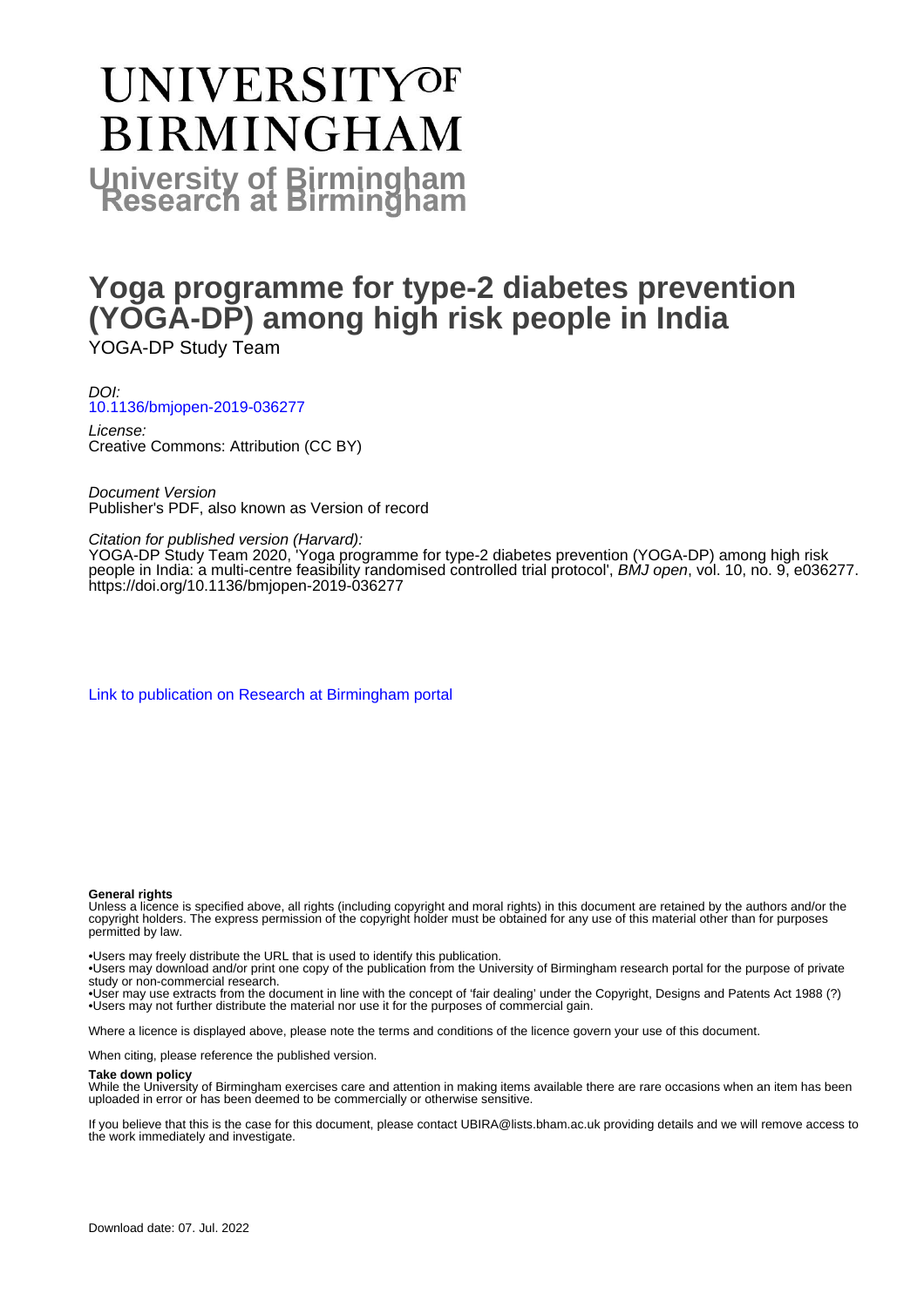# UNIVERSITY OF BIRMINGHAM

**University of Birmingham Research at Birmingham**

# Yoga programme for type-2 diabetes prevention (YOGA-DP) among high risk people in India

YOGA-DP Study Team

*DOI:*
10.1136/bmjopen-2019-036277

*License:*
Creative Commons: Attribution (CC BY)

*Document Version*
Publisher's PDF, also known as Version of record

*Citation for published version (Harvard):*
YOGA-DP Study Team 2020, 'Yoga programme for type-2 diabetes prevention (YOGA-DP) among high risk people in India: a multi-centre feasibility randomised controlled trial protocol', *BMJ open*, vol. 10, no. 9, e036277. https://doi.org/10.1136/bmjopen-2019-036277

Link to publication on Research at Birmingham portal

**General rights**

Unless a licence is specified above, all rights (including copyright and moral rights) in this document are retained by the authors and/or the copyright holders. The express permission of the copyright holder must be obtained for any use of this material other than for purposes permitted by law.

- •Users may freely distribute the URL that is used to identify this publication.
- •Users may download and/or print one copy of the publication from the University of Birmingham research portal for the purpose of private study or non-commercial research.
- •User may use extracts from the document in line with the concept of 'fair dealing' under the Copyright, Designs and Patents Act 1988 (?)
- •Users may not further distribute the material nor use it for the purposes of commercial gain.

Where a licence is displayed above, please note the terms and conditions of the licence govern your use of this document.

When citing, please reference the published version.

**Take down policy**

While the University of Birmingham exercises care and attention in making items available there are rare occasions when an item has been uploaded in error or has been deemed to be commercially or otherwise sensitive.

If you believe that this is the case for this document, please contact UBIRA@lists.bham.ac.uk providing details and we will remove access to the work immediately and investigate.

Download date: 07. Jul. 2022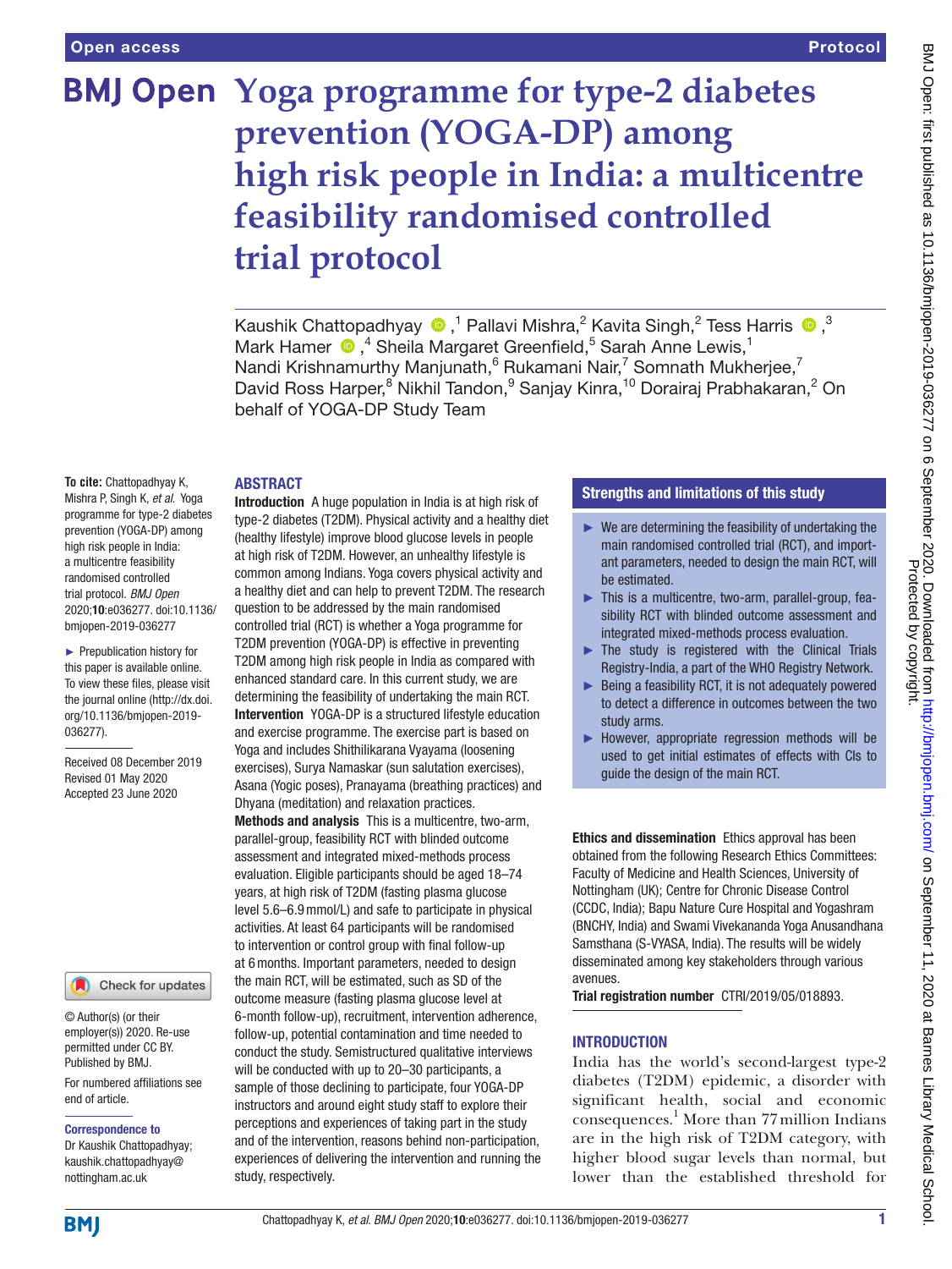# Yoga programme for type-2 diabetes prevention (YOGA-DP) among high risk people in India: a multicentre feasibility randomised controlled trial protocol

Kaushik Chattopadhyay ,[1] Pallavi Mishra,[2] Kavita Singh,[2] Tess Harris ,[3] Mark Hamer ,[4] Sheila Margaret Greenfield,[5] Sarah Anne Lewis,[1] Nandi Krishnamurthy Manjunath,[6] Rukamani Nair,[7] Somnath Mukherjee,[7] David Ross Harper,[8] Nikhil Tandon,[9] Sanjay Kinra,[10] Dorairaj Prabhakaran,[2] On behalf of YOGA-DP Study Team

**To cite:** Chattopadhyay K, Mishra P, Singh K, *et al*. Yoga programme for type-2 diabetes prevention (YOGA-DP) among high risk people in India: a multicentre feasibility randomised controlled trial protocol. *BMJ Open* 2020;**10**:e036277. doi:10.1136/bmjopen-2019-036277

► Prepublication history for this paper is available online. To view these files, please visit the journal online (http://dx.doi.org/10.1136/bmjopen-2019-036277).

Received 08 December 2019
Revised 01 May 2020
Accepted 23 June 2020

© Author(s) (or their employer(s)) 2020. Re-use permitted under CC BY. Published by BMJ.

For numbered affiliations see end of article.

**Correspondence to**
Dr Kaushik Chattopadhyay; kaushik.chattopadhyay@nottingham.ac.uk

## ABSTRACT

**Introduction** A huge population in India is at high risk of type-2 diabetes (T2DM). Physical activity and a healthy diet (healthy lifestyle) improve blood glucose levels in people at high risk of T2DM. However, an unhealthy lifestyle is common among Indians. Yoga covers physical activity and a healthy diet and can help to prevent T2DM. The research question to be addressed by the main randomised controlled trial (RCT) is whether a Yoga programme for T2DM prevention (YOGA-DP) is effective in preventing T2DM among high risk people in India as compared with enhanced standard care. In this current study, we are determining the feasibility of undertaking the main RCT.

**Intervention** YOGA-DP is a structured lifestyle education and exercise programme. The exercise part is based on Yoga and includes Shithilikarana Vyayama (loosening exercises), Surya Namaskar (sun salutation exercises), Asana (Yogic poses), Pranayama (breathing practices) and Dhyana (meditation) and relaxation practices.

**Methods and analysis** This is a multicentre, two-arm, parallel-group, feasibility RCT with blinded outcome assessment and integrated mixed-methods process evaluation. Eligible participants should be aged 18–74 years, at high risk of T2DM (fasting plasma glucose level 5.6–6.9 mmol/L) and safe to participate in physical activities. At least 64 participants will be randomised to intervention or control group with final follow-up at 6 months. Important parameters, needed to design the main RCT, will be estimated, such as SD of the outcome measure (fasting plasma glucose level at 6-month follow-up), recruitment, intervention adherence, follow-up, potential contamination and time needed to conduct the study. Semistructured qualitative interviews will be conducted with up to 20–30 participants, a sample of those declining to participate, four YOGA-DP instructors and around eight study staff to explore their perceptions and experiences of taking part in the study and of the intervention, reasons behind non-participation, experiences of delivering the intervention and running the study, respectively.

**Ethics and dissemination** Ethics approval has been obtained from the following Research Ethics Committees: Faculty of Medicine and Health Sciences, University of Nottingham (UK); Centre for Chronic Disease Control (CCDC, India); Bapu Nature Cure Hospital and Yogashram (BNCHY, India) and Swami Vivekananda Yoga Anusandhana Samsthana (S-VYASA, India). The results will be widely disseminated among key stakeholders through various avenues.

**Trial registration number** CTRI/2019/05/018893.

## Strengths and limitations of this study

- ► We are determining the feasibility of undertaking the main randomised controlled trial (RCT), and important parameters, needed to design the main RCT, will be estimated.
- ► This is a multicentre, two-arm, parallel-group, feasibility RCT with blinded outcome assessment and integrated mixed-methods process evaluation.
- ► The study is registered with the Clinical Trials Registry-India, a part of the WHO Registry Network.
- ► Being a feasibility RCT, it is not adequately powered to detect a difference in outcomes between the two study arms.
- ► However, appropriate regression methods will be used to get initial estimates of effects with CIs to guide the design of the main RCT.

## INTRODUCTION

India has the world's second-largest type-2 diabetes (T2DM) epidemic, a disorder with significant health, social and economic consequences.[1] More than 77 million Indians are in the high risk of T2DM category, with higher blood sugar levels than normal, but lower than the established threshold for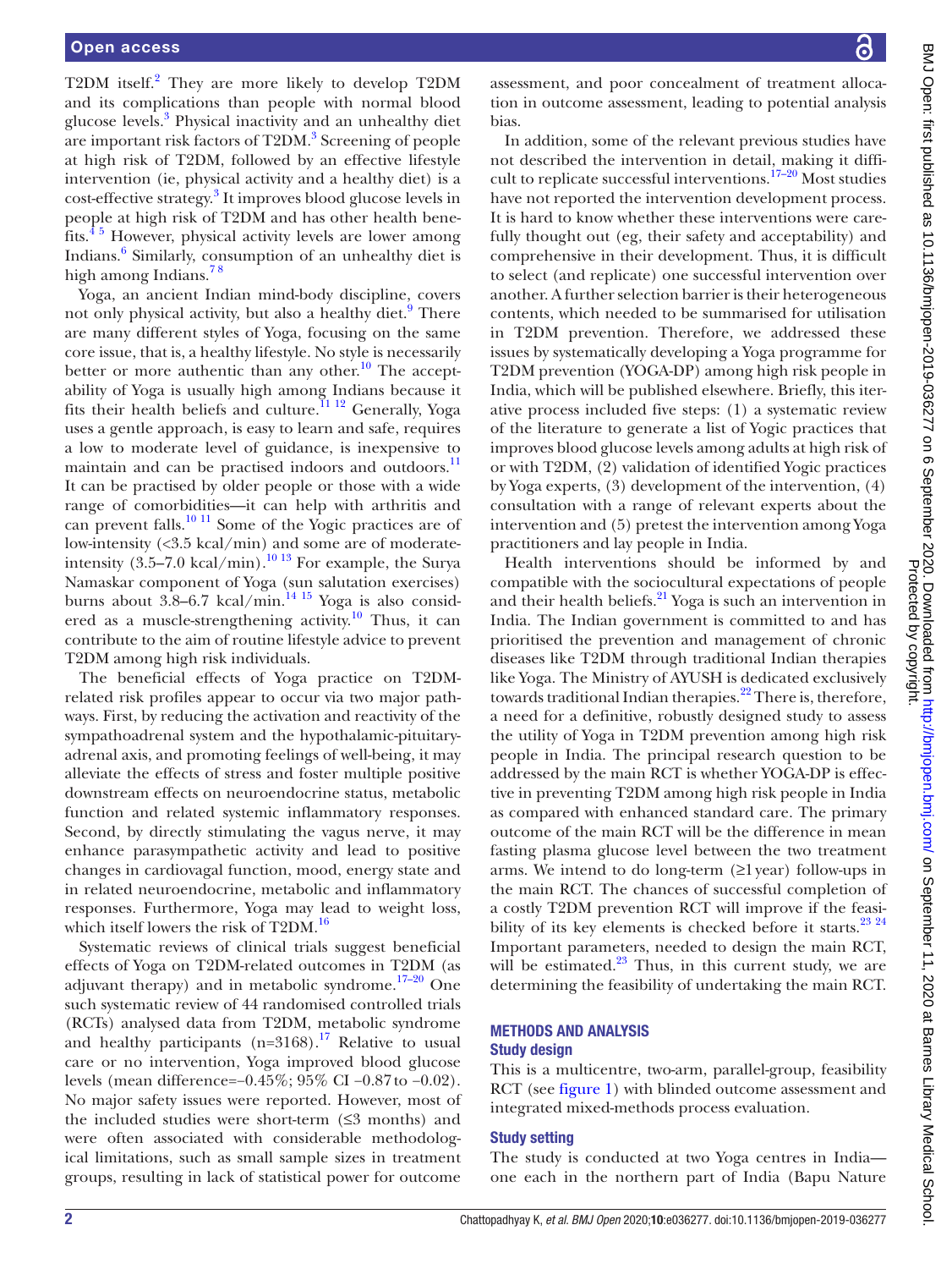T2DM itself.[2] They are more likely to develop T2DM and its complications than people with normal blood glucose levels.[3] Physical inactivity and an unhealthy diet are important risk factors of T2DM.[3] Screening of people at high risk of T2DM, followed by an effective lifestyle intervention (ie, physical activity and a healthy diet) is a cost-effective strategy.[3] It improves blood glucose levels in people at high risk of T2DM and has other health benefits.[4 5] However, physical activity levels are lower among Indians.[6] Similarly, consumption of an unhealthy diet is high among Indians.[7 8]

Yoga, an ancient Indian mind-body discipline, covers not only physical activity, but also a healthy diet.[9] There are many different styles of Yoga, focusing on the same core issue, that is, a healthy lifestyle. No style is necessarily better or more authentic than any other.[10] The acceptability of Yoga is usually high among Indians because it fits their health beliefs and culture.[11 12] Generally, Yoga uses a gentle approach, is easy to learn and safe, requires a low to moderate level of guidance, is inexpensive to maintain and can be practised indoors and outdoors.[11] It can be practised by older people or those with a wide range of comorbidities—it can help with arthritis and can prevent falls.[10 11] Some of the Yogic practices are of low-intensity (<3.5 kcal/min) and some are of moderate-intensity (3.5–7.0 kcal/min).[10 13] For example, the Surya Namaskar component of Yoga (sun salutation exercises) burns about 3.8–6.7 kcal/min.[14 15] Yoga is also considered as a muscle-strengthening activity.[10] Thus, it can contribute to the aim of routine lifestyle advice to prevent T2DM among high risk individuals.

The beneficial effects of Yoga practice on T2DM-related risk profiles appear to occur via two major pathways. First, by reducing the activation and reactivity of the sympathoadrenal system and the hypothalamic-pituitary-adrenal axis, and promoting feelings of well-being, it may alleviate the effects of stress and foster multiple positive downstream effects on neuroendocrine status, metabolic function and related systemic inflammatory responses. Second, by directly stimulating the vagus nerve, it may enhance parasympathetic activity and lead to positive changes in cardiovagal function, mood, energy state and in related neuroendocrine, metabolic and inflammatory responses. Furthermore, Yoga may lead to weight loss, which itself lowers the risk of T2DM.[16]

Systematic reviews of clinical trials suggest beneficial effects of Yoga on T2DM-related outcomes in T2DM (as adjuvant therapy) and in metabolic syndrome.[17–20] One such systematic review of 44 randomised controlled trials (RCTs) analysed data from T2DM, metabolic syndrome and healthy participants (n=3168).[17] Relative to usual care or no intervention, Yoga improved blood glucose levels (mean difference=−0.45%; 95% CI −0.87 to −0.02). No major safety issues were reported. However, most of the included studies were short-term (≤3 months) and were often associated with considerable methodological limitations, such as small sample sizes in treatment groups, resulting in lack of statistical power for outcome assessment, and poor concealment of treatment allocation in outcome assessment, leading to potential analysis bias.

In addition, some of the relevant previous studies have not described the intervention in detail, making it difficult to replicate successful interventions.[17–20] Most studies have not reported the intervention development process. It is hard to know whether these interventions were carefully thought out (eg, their safety and acceptability) and comprehensive in their development. Thus, it is difficult to select (and replicate) one successful intervention over another. A further selection barrier is their heterogeneous contents, which needed to be summarised for utilisation in T2DM prevention. Therefore, we addressed these issues by systematically developing a Yoga programme for T2DM prevention (YOGA-DP) among high risk people in India, which will be published elsewhere. Briefly, this iterative process included five steps: (1) a systematic review of the literature to generate a list of Yogic practices that improves blood glucose levels among adults at high risk of or with T2DM, (2) validation of identified Yogic practices by Yoga experts, (3) development of the intervention, (4) consultation with a range of relevant experts about the intervention and (5) pretest the intervention among Yoga practitioners and lay people in India.

Health interventions should be informed by and compatible with the sociocultural expectations of people and their health beliefs.[21] Yoga is such an intervention in India. The Indian government is committed to and has prioritised the prevention and management of chronic diseases like T2DM through traditional Indian therapies like Yoga. The Ministry of AYUSH is dedicated exclusively towards traditional Indian therapies.[22] There is, therefore, a need for a definitive, robustly designed study to assess the utility of Yoga in T2DM prevention among high risk people in India. The principal research question to be addressed by the main RCT is whether YOGA-DP is effective in preventing T2DM among high risk people in India as compared with enhanced standard care. The primary outcome of the main RCT will be the difference in mean fasting plasma glucose level between the two treatment arms. We intend to do long-term (≥1 year) follow-ups in the main RCT. The chances of successful completion of a costly T2DM prevention RCT will improve if the feasibility of its key elements is checked before it starts.[23 24] Important parameters, needed to design the main RCT, will be estimated.[23] Thus, in this current study, we are determining the feasibility of undertaking the main RCT.

## METHODS AND ANALYSIS

### Study design

This is a multicentre, two-arm, parallel-group, feasibility RCT (see figure 1) with blinded outcome assessment and integrated mixed-methods process evaluation.

### Study setting

The study is conducted at two Yoga centres in India—one each in the northern part of India (Bapu Nature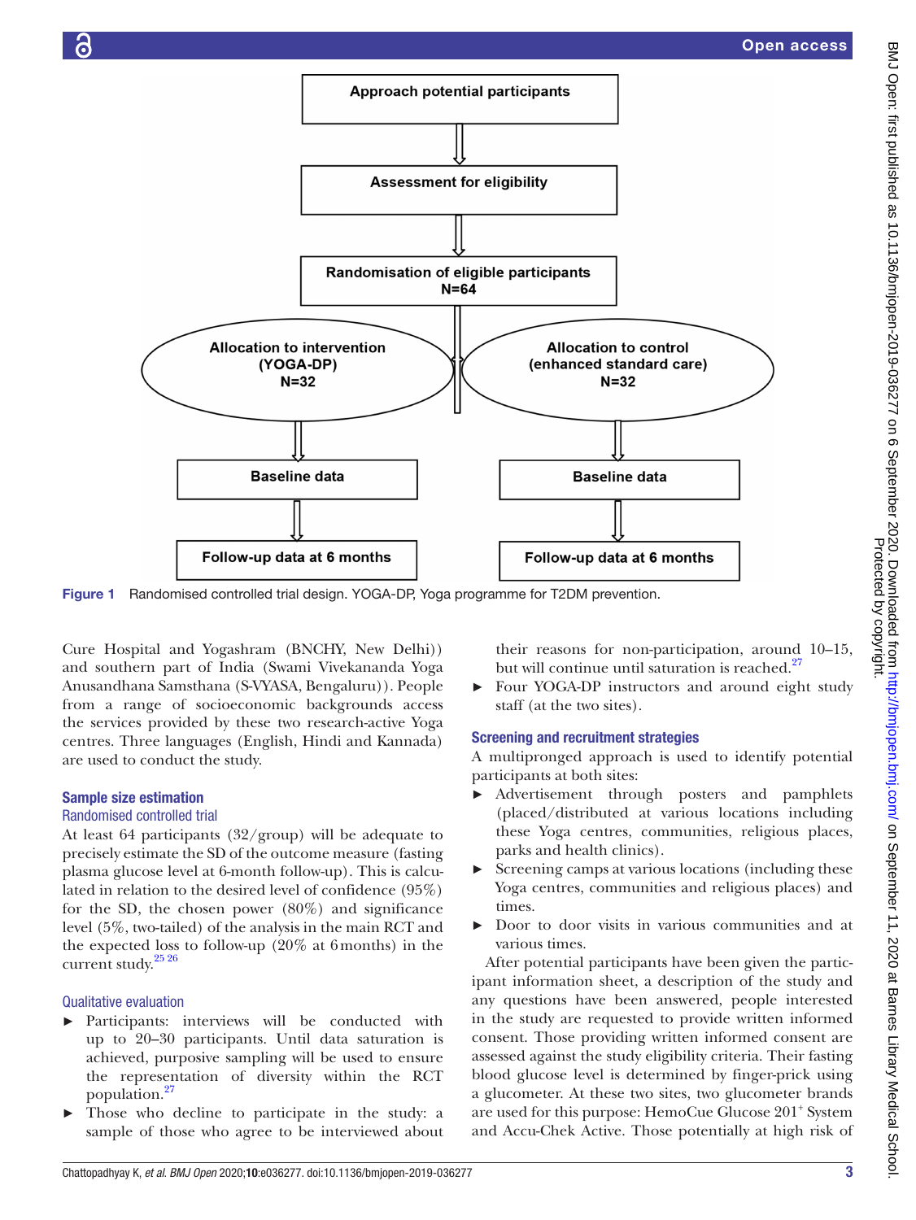Approach potential participants

Assessment for eligibility

Randomisation of eligible participants
N=64

Allocation to intervention (YOGA-DP) N=32

Allocation to control (enhanced standard care) N=32

Baseline data

Baseline data

Follow-up data at 6 months

Follow-up data at 6 months

**Figure 1** Randomised controlled trial design. YOGA-DP, Yoga programme for T2DM prevention.

Cure Hospital and Yogashram (BNCHY, New Delhi)) and southern part of India (Swami Vivekananda Yoga Anusandhana Samsthana (S-VYASA, Bengaluru)). People from a range of socioeconomic backgrounds access the services provided by these two research-active Yoga centres. Three languages (English, Hindi and Kannada) are used to conduct the study.

## Sample size estimation

### Randomised controlled trial

At least 64 participants (32/group) will be adequate to precisely estimate the SD of the outcome measure (fasting plasma glucose level at 6-month follow-up). This is calculated in relation to the desired level of confidence (95%) for the SD, the chosen power (80%) and significance level (5%, two-tailed) of the analysis in the main RCT and the expected loss to follow-up (20% at 6 months) in the current study.[25 26]

### Qualitative evaluation

- Participants: interviews will be conducted with up to 20–30 participants. Until data saturation is achieved, purposive sampling will be used to ensure the representation of diversity within the RCT population.[27]
- Those who decline to participate in the study: a sample of those who agree to be interviewed about their reasons for non-participation, around 10–15, but will continue until saturation is reached.[27]
- Four YOGA-DP instructors and around eight study staff (at the two sites).

## Screening and recruitment strategies

A multipronged approach is used to identify potential participants at both sites:

- Advertisement through posters and pamphlets (placed/distributed at various locations including these Yoga centres, communities, religious places, parks and health clinics).
- Screening camps at various locations (including these Yoga centres, communities and religious places) and times.
- Door to door visits in various communities and at various times.

After potential participants have been given the participant information sheet, a description of the study and any questions have been answered, people interested in the study are requested to provide written informed consent. Those providing written informed consent are assessed against the study eligibility criteria. Their fasting blood glucose level is determined by finger-prick using a glucometer. At these two sites, two glucometer brands are used for this purpose: HemoCue Glucose 201$^{+}$ System and Accu-Chek Active. Those potentially at high risk of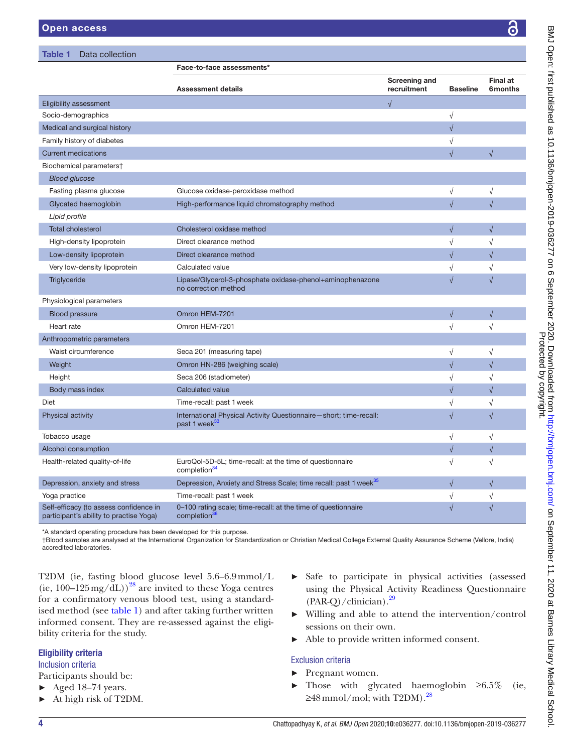**Table 1** Data collection

| | Face-to-face assessments* | | | |
|---|---|---|---|---|
| | Assessment details | Screening and recruitment | Baseline | Final at 6 months |
| Eligibility assessment | | √ | | |
| Socio-demographics | | | √ | |
| Medical and surgical history | | | √ | |
| Family history of diabetes | | | √ | |
| Current medications | | | √ | √ |
| Biochemical parameters† | | | | |
| *Blood glucose* | | | | |
| Fasting plasma glucose | Glucose oxidase-peroxidase method | | √ | √ |
| Glycated haemoglobin | High-performance liquid chromatography method | | √ | √ |
| *Lipid profile* | | | | |
| Total cholesterol | Cholesterol oxidase method | | √ | √ |
| High-density lipoprotein | Direct clearance method | | √ | √ |
| Low-density lipoprotein | Direct clearance method | | √ | √ |
| Very low-density lipoprotein | Calculated value | | √ | √ |
| Triglyceride | Lipase/Glycerol-3-phosphate oxidase-phenol+aminophenazone no correction method | | √ | √ |
| Physiological parameters | | | | |
| Blood pressure | Omron HEM-7201 | | √ | √ |
| Heart rate | Omron HEM-7201 | | √ | √ |
| Anthropometric parameters | | | | |
| Waist circumference | Seca 201 (measuring tape) | | √ | √ |
| Weight | Omron HN-286 (weighing scale) | | √ | √ |
| Height | Seca 206 (stadiometer) | | √ | √ |
| Body mass index | Calculated value | | √ | √ |
| Diet | Time-recall: past 1 week | | √ | √ |
| Physical activity | International Physical Activity Questionnaire—short; time-recall: past 1 week[33] | | √ | √ |
| Tobacco usage | | | √ | √ |
| Alcohol consumption | | | √ | √ |
| Health-related quality-of-life | EuroQol-5D-5L; time-recall: at the time of questionnaire completion[34] | | √ | √ |
| Depression, anxiety and stress | Depression, Anxiety and Stress Scale; time recall: past 1 week[35] | | √ | √ |
| Yoga practice | Time-recall: past 1 week | | √ | √ |
| Self-efficacy (to assess confidence in participant's ability to practise Yoga) | 0–100 rating scale; time-recall: at the time of questionnaire completion[36] | | √ | √ |

*A standard operating procedure has been developed for this purpose.
†Blood samples are analysed at the International Organization for Standardization or Christian Medical College External Quality Assurance Scheme (Vellore, India) accredited laboratories.

T2DM (ie, fasting blood glucose level 5.6–6.9 mmol/L (ie, 100–125 mg/dL))[28] are invited to these Yoga centres for a confirmatory venous blood test, using a standardised method (see table 1) and after taking further written informed consent. They are re-assessed against the eligibility criteria for the study.

## Eligibility criteria

### Inclusion criteria

Participants should be:

- Aged 18–74 years.
- At high risk of T2DM.
- Safe to participate in physical activities (assessed using the Physical Activity Readiness Questionnaire (PAR-Q)/clinician).[29]
- Willing and able to attend the intervention/control sessions on their own.
- Able to provide written informed consent.

### Exclusion criteria

- Pregnant women.
- Those with glycated haemoglobin ≥6.5% (ie, ≥48 mmol/mol; with T2DM).[28]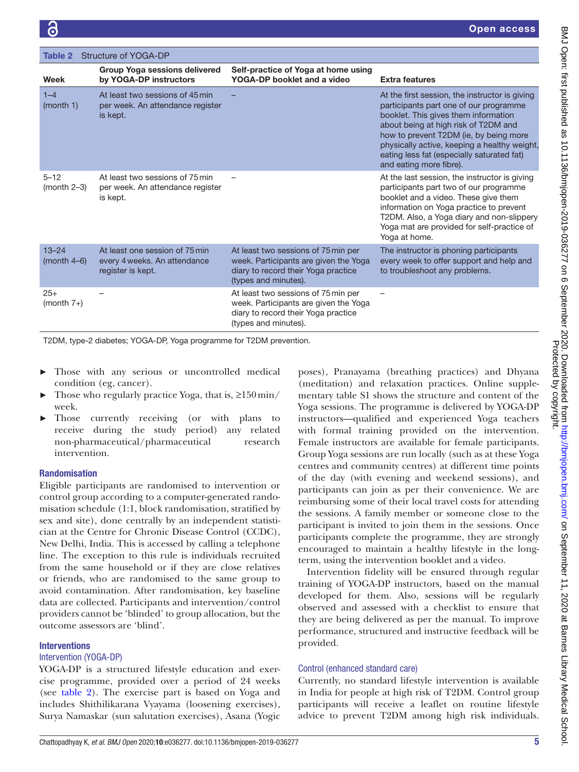Table 2 Structure of YOGA-DP

| Week | Group Yoga sessions delivered by YOGA-DP instructors | Self-practice of Yoga at home using YOGA-DP booklet and a video | Extra features |
|---|---|---|---|
| 1–4 (month 1) | At least two sessions of 45 min per week. An attendance register is kept. | – | At the first session, the instructor is giving participants part one of our programme booklet. This gives them information about being at high risk of T2DM and how to prevent T2DM (ie, by being more physically active, keeping a healthy weight, eating less fat (especially saturated fat) and eating more fibre). |
| 5–12 (month 2–3) | At least two sessions of 75 min per week. An attendance register is kept. | – | At the last session, the instructor is giving participants part two of our programme booklet and a video. These give them information on Yoga practice to prevent T2DM. Also, a Yoga diary and non-slippery Yoga mat are provided for self-practice of Yoga at home. |
| 13–24 (month 4–6) | At least one session of 75 min every 4 weeks. An attendance register is kept. | At least two sessions of 75 min per week. Participants are given the Yoga diary to record their Yoga practice (types and minutes). | The instructor is phoning participants every week to offer support and help and to troubleshoot any problems. |
| 25+ (month 7+) | – | At least two sessions of 75 min per week. Participants are given the Yoga diary to record their Yoga practice (types and minutes). | – |

T2DM, type-2 diabetes; YOGA-DP, Yoga programme for T2DM prevention.

- Those with any serious or uncontrolled medical condition (eg, cancer).
- Those who regularly practice Yoga, that is, ≥150 min/week.
- Those currently receiving (or with plans to receive during the study period) any related non-pharmaceutical/pharmaceutical research intervention.

### Randomisation

Eligible participants are randomised to intervention or control group according to a computer-generated randomisation schedule (1:1, block randomisation, stratified by sex and site), done centrally by an independent statistician at the Centre for Chronic Disease Control (CCDC), New Delhi, India. This is accessed by calling a telephone line. The exception to this rule is individuals recruited from the same household or if they are close relatives or friends, who are randomised to the same group to avoid contamination. After randomisation, key baseline data are collected. Participants and intervention/control providers cannot be 'blinded' to group allocation, but the outcome assessors are 'blind'.

### Interventions

#### Intervention (YOGA-DP)

YOGA-DP is a structured lifestyle education and exercise programme, provided over a period of 24 weeks (see table 2). The exercise part is based on Yoga and includes Shithilikarana Vyayama (loosening exercises), Surya Namaskar (sun salutation exercises), Asana (Yogic poses), Pranayama (breathing practices) and Dhyana (meditation) and relaxation practices. Online supplementary table S1 shows the structure and content of the Yoga sessions. The programme is delivered by YOGA-DP instructors—qualified and experienced Yoga teachers with formal training provided on the intervention. Female instructors are available for female participants. Group Yoga sessions are run locally (such as at these Yoga centres and community centres) at different time points of the day (with evening and weekend sessions), and participants can join as per their convenience. We are reimbursing some of their local travel costs for attending the sessions. A family member or someone close to the participant is invited to join them in the sessions. Once participants complete the programme, they are strongly encouraged to maintain a healthy lifestyle in the long-term, using the intervention booklet and a video.

Intervention fidelity will be ensured through regular training of YOGA-DP instructors, based on the manual developed for them. Also, sessions will be regularly observed and assessed with a checklist to ensure that they are being delivered as per the manual. To improve performance, structured and instructive feedback will be provided.

#### Control (enhanced standard care)

Currently, no standard lifestyle intervention is available in India for people at high risk of T2DM. Control group participants will receive a leaflet on routine lifestyle advice to prevent T2DM among high risk individuals.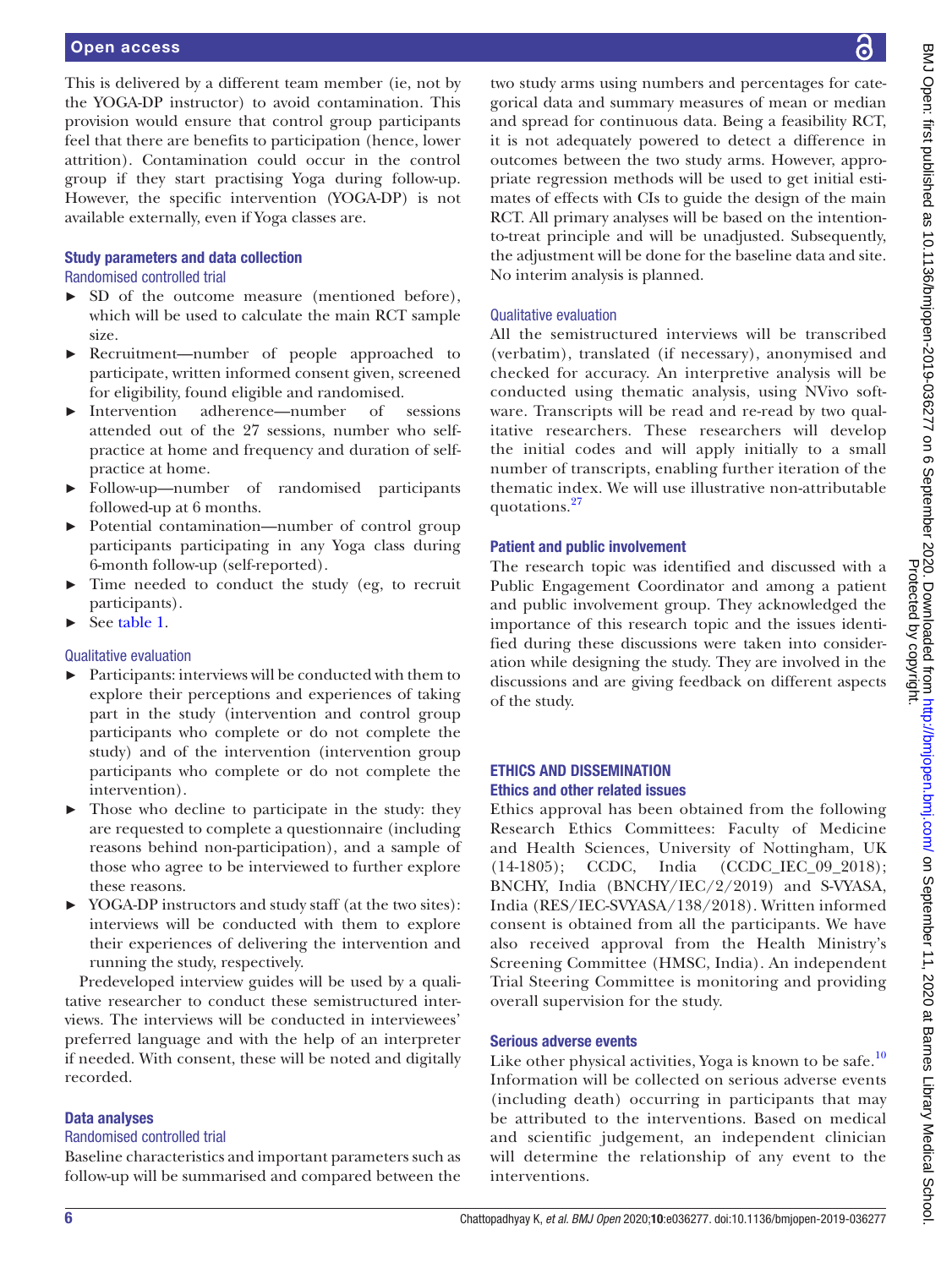This is delivered by a different team member (ie, not by the YOGA-DP instructor) to avoid contamination. This provision would ensure that control group participants feel that there are benefits to participation (hence, lower attrition). Contamination could occur in the control group if they start practising Yoga during follow-up. However, the specific intervention (YOGA-DP) is not available externally, even if Yoga classes are.

### Study parameters and data collection

#### Randomised controlled trial

- SD of the outcome measure (mentioned before), which will be used to calculate the main RCT sample size.
- Recruitment—number of people approached to participate, written informed consent given, screened for eligibility, found eligible and randomised.
- Intervention adherence—number of sessions attended out of the 27 sessions, number who self-practice at home and frequency and duration of self-practice at home.
- Follow-up—number of randomised participants followed-up at 6 months.
- Potential contamination—number of control group participants participating in any Yoga class during 6-month follow-up (self-reported).
- Time needed to conduct the study (eg, to recruit participants).
- See table 1.

#### Qualitative evaluation

- Participants: interviews will be conducted with them to explore their perceptions and experiences of taking part in the study (intervention and control group participants who complete or do not complete the study) and of the intervention (intervention group participants who complete or do not complete the intervention).
- Those who decline to participate in the study: they are requested to complete a questionnaire (including reasons behind non-participation), and a sample of those who agree to be interviewed to further explore these reasons.
- YOGA-DP instructors and study staff (at the two sites): interviews will be conducted with them to explore their experiences of delivering the intervention and running the study, respectively.

Predeveloped interview guides will be used by a qualitative researcher to conduct these semistructured interviews. The interviews will be conducted in interviewees' preferred language and with the help of an interpreter if needed. With consent, these will be noted and digitally recorded.

### Data analyses

#### Randomised controlled trial

Baseline characteristics and important parameters such as follow-up will be summarised and compared between the two study arms using numbers and percentages for categorical data and summary measures of mean or median and spread for continuous data. Being a feasibility RCT, it is not adequately powered to detect a difference in outcomes between the two study arms. However, appropriate regression methods will be used to get initial estimates of effects with CIs to guide the design of the main RCT. All primary analyses will be based on the intention-to-treat principle and will be unadjusted. Subsequently, the adjustment will be done for the baseline data and site. No interim analysis is planned.

#### Qualitative evaluation

All the semistructured interviews will be transcribed (verbatim), translated (if necessary), anonymised and checked for accuracy. An interpretive analysis will be conducted using thematic analysis, using NVivo software. Transcripts will be read and re-read by two qualitative researchers. These researchers will develop the initial codes and will apply initially to a small number of transcripts, enabling further iteration of the thematic index. We will use illustrative non-attributable quotations.[27]

### Patient and public involvement

The research topic was identified and discussed with a Public Engagement Coordinator and among a patient and public involvement group. They acknowledged the importance of this research topic and the issues identified during these discussions were taken into consideration while designing the study. They are involved in the discussions and are giving feedback on different aspects of the study.

## ETHICS AND DISSEMINATION

### Ethics and other related issues

Ethics approval has been obtained from the following Research Ethics Committees: Faculty of Medicine and Health Sciences, University of Nottingham, UK (14-1805); CCDC, India (CCDC_IEC_09_2018); BNCHY, India (BNCHY/IEC/2/2019) and S-VYASA, India (RES/IEC-SVYASA/138/2018). Written informed consent is obtained from all the participants. We have also received approval from the Health Ministry's Screening Committee (HMSC, India). An independent Trial Steering Committee is monitoring and providing overall supervision for the study.

### Serious adverse events

Like other physical activities, Yoga is known to be safe.[10] Information will be collected on serious adverse events (including death) occurring in participants that may be attributed to the interventions. Based on medical and scientific judgement, an independent clinician will determine the relationship of any event to the interventions.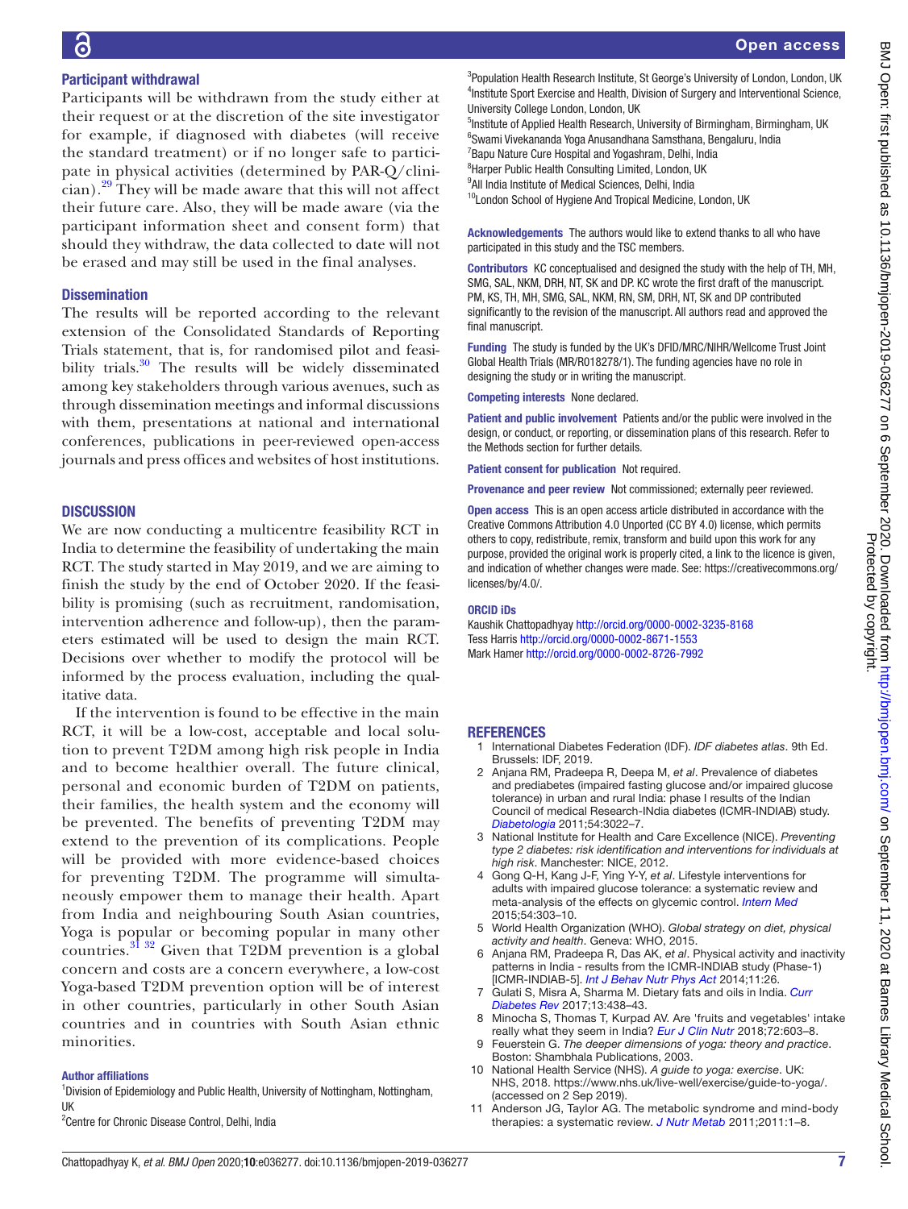### Participant withdrawal

Participants will be withdrawn from the study either at their request or at the discretion of the site investigator for example, if diagnosed with diabetes (will receive the standard treatment) or if no longer safe to participate in physical activities (determined by PAR-Q/clinician).[29] They will be made aware that this will not affect their future care. Also, they will be made aware (via the participant information sheet and consent form) that should they withdraw, the data collected to date will not be erased and may still be used in the final analyses.

### Dissemination

The results will be reported according to the relevant extension of the Consolidated Standards of Reporting Trials statement, that is, for randomised pilot and feasibility trials.[30] The results will be widely disseminated among key stakeholders through various avenues, such as through dissemination meetings and informal discussions with them, presentations at national and international conferences, publications in peer-reviewed open-access journals and press offices and websites of host institutions.

## DISCUSSION

We are now conducting a multicentre feasibility RCT in India to determine the feasibility of undertaking the main RCT. The study started in May 2019, and we are aiming to finish the study by the end of October 2020. If the feasibility is promising (such as recruitment, randomisation, intervention adherence and follow-up), then the parameters estimated will be used to design the main RCT. Decisions over whether to modify the protocol will be informed by the process evaluation, including the qualitative data.

If the intervention is found to be effective in the main RCT, it will be a low-cost, acceptable and local solution to prevent T2DM among high risk people in India and to become healthier overall. The future clinical, personal and economic burden of T2DM on patients, their families, the health system and the economy will be prevented. The benefits of preventing T2DM may extend to the prevention of its complications. People will be provided with more evidence-based choices for preventing T2DM. The programme will simultaneously empower them to manage their health. Apart from India and neighbouring South Asian countries, Yoga is popular or becoming popular in many other countries.[31 32] Given that T2DM prevention is a global concern and costs are a concern everywhere, a low-cost Yoga-based T2DM prevention option will be of interest in other countries, particularly in other South Asian countries and in countries with South Asian ethnic minorities.

#### Author affiliations

[1]Division of Epidemiology and Public Health, University of Nottingham, Nottingham, UK
[2]Centre for Chronic Disease Control, Delhi, India
[3]Population Health Research Institute, St George's University of London, London, UK
[4]Institute Sport Exercise and Health, Division of Surgery and Interventional Science, University College London, London, UK
[5]Institute of Applied Health Research, University of Birmingham, Birmingham, UK
[6]Swami Vivekananda Yoga Anusandhana Samsthana, Bengaluru, India
[7]Bapu Nature Cure Hospital and Yogashram, Delhi, India
[8]Harper Public Health Consulting Limited, London, UK
[9]All India Institute of Medical Sciences, Delhi, India
[10]London School of Hygiene And Tropical Medicine, London, UK

**Acknowledgements** The authors would like to extend thanks to all who have participated in this study and the TSC members.

**Contributors** KC conceptualised and designed the study with the help of TH, MH, SMG, SAL, NKM, DRH, NT, SK and DP. KC wrote the first draft of the manuscript. PM, KS, TH, MH, SMG, SAL, NKM, RN, SM, DRH, NT, SK and DP contributed significantly to the revision of the manuscript. All authors read and approved the final manuscript.

**Funding** The study is funded by the UK's DFID/MRC/NIHR/Wellcome Trust Joint Global Health Trials (MR/R018278/1). The funding agencies have no role in designing the study or in writing the manuscript.

**Competing interests** None declared.

**Patient and public involvement** Patients and/or the public were involved in the design, or conduct, or reporting, or dissemination plans of this research. Refer to the Methods section for further details.

**Patient consent for publication** Not required.

**Provenance and peer review** Not commissioned; externally peer reviewed.

**Open access** This is an open access article distributed in accordance with the Creative Commons Attribution 4.0 Unported (CC BY 4.0) license, which permits others to copy, redistribute, remix, transform and build upon this work for any purpose, provided the original work is properly cited, a link to the licence is given, and indication of whether changes were made. See: https://creativecommons.org/licenses/by/4.0/.

#### ORCID iDs

Kaushik Chattopadhyay http://orcid.org/0000-0002-3235-8168
Tess Harris http://orcid.org/0000-0002-8671-1553
Mark Hamer http://orcid.org/0000-0002-8726-7992

## REFERENCES

1. International Diabetes Federation (IDF). *IDF diabetes atlas*. 9th Ed. Brussels: IDF, 2019.
2. Anjana RM, Pradeepa R, Deepa M, *et al*. Prevalence of diabetes and prediabetes (impaired fasting glucose and/or impaired glucose tolerance) in urban and rural India: phase I results of the Indian Council of medical Research-INdia diabetes (ICMR-INDIAB) study. *Diabetologia* 2011;54:3022–7.
3. National Institute for Health and Care Excellence (NICE). *Preventing type 2 diabetes: risk identification and interventions for individuals at high risk*. Manchester: NICE, 2012.
4. Gong Q-H, Kang J-F, Ying Y-Y, *et al*. Lifestyle interventions for adults with impaired glucose tolerance: a systematic review and meta-analysis of the effects on glycemic control. *Intern Med* 2015;54:303–10.
5. World Health Organization (WHO). *Global strategy on diet, physical activity and health*. Geneva: WHO, 2015.
6. Anjana RM, Pradeepa R, Das AK, *et al*. Physical activity and inactivity patterns in India - results from the ICMR-INDIAB study (Phase-1) [ICMR-INDIAB-5]. *Int J Behav Nutr Phys Act* 2014;11:26.
7. Gulati S, Misra A, Sharma M. Dietary fats and oils in India. *Curr Diabetes Rev* 2017;13:438–43.
8. Minocha S, Thomas T, Kurpad AV. Are 'fruits and vegetables' intake really what they seem in India? *Eur J Clin Nutr* 2018;72:603–8.
9. Feuerstein G. *The deeper dimensions of yoga: theory and practice*. Boston: Shambhala Publications, 2003.
10. National Health Service (NHS). *A guide to yoga: exercise*. UK: NHS, 2018. https://www.nhs.uk/live-well/exercise/guide-to-yoga/. (accessed on 2 Sep 2019).
11. Anderson JG, Taylor AG. The metabolic syndrome and mind-body therapies: a systematic review. *J Nutr Metab* 2011;2011:1–8.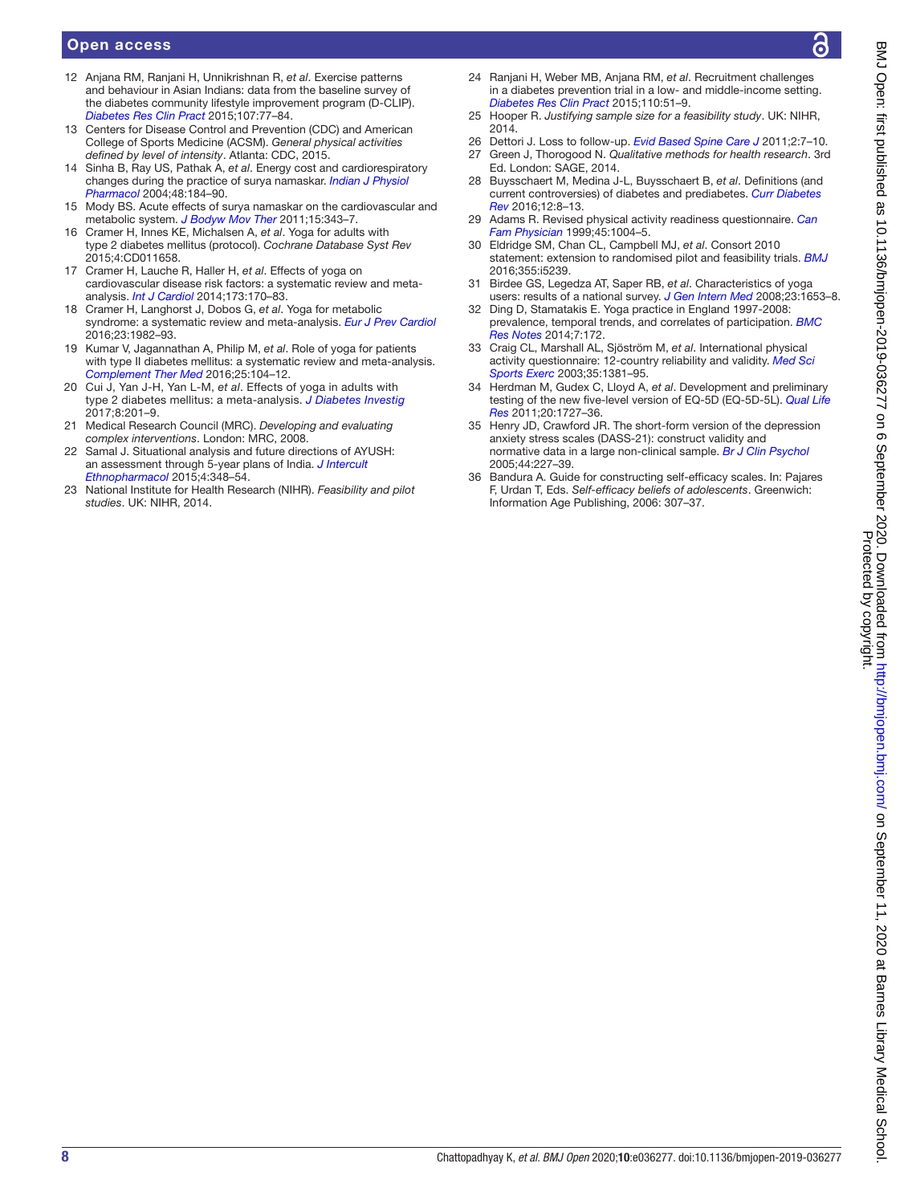12 Anjana RM, Ranjani H, Unnikrishnan R, *et al*. Exercise patterns and behaviour in Asian Indians: data from the baseline survey of the diabetes community lifestyle improvement program (D-CLIP). *Diabetes Res Clin Pract* 2015;107:77–84.
13 Centers for Disease Control and Prevention (CDC) and American College of Sports Medicine (ACSM). *General physical activities defined by level of intensity*. Atlanta: CDC, 2015.
14 Sinha B, Ray US, Pathak A, *et al*. Energy cost and cardiorespiratory changes during the practice of surya namaskar. *Indian J Physiol Pharmacol* 2004;48:184–90.
15 Mody BS. Acute effects of surya namaskar on the cardiovascular and metabolic system. *J Bodyw Mov Ther* 2011;15:343–7.
16 Cramer H, Innes KE, Michalsen A, *et al*. Yoga for adults with type 2 diabetes mellitus (protocol). *Cochrane Database Syst Rev* 2015;4:CD011658.
17 Cramer H, Lauche R, Haller H, *et al*. Effects of yoga on cardiovascular disease risk factors: a systematic review and meta-analysis. *Int J Cardiol* 2014;173:170–83.
18 Cramer H, Langhorst J, Dobos G, *et al*. Yoga for metabolic syndrome: a systematic review and meta-analysis. *Eur J Prev Cardiol* 2016;23:1982–93.
19 Kumar V, Jagannathan A, Philip M, *et al*. Role of yoga for patients with type II diabetes mellitus: a systematic review and meta-analysis. *Complement Ther Med* 2016;25:104–12.
20 Cui J, Yan J-H, Yan L-M, *et al*. Effects of yoga in adults with type 2 diabetes mellitus: a meta-analysis. *J Diabetes Investig* 2017;8:201–9.
21 Medical Research Council (MRC). *Developing and evaluating complex interventions*. London: MRC, 2008.
22 Samal J. Situational analysis and future directions of AYUSH: an assessment through 5-year plans of India. *J Intercult Ethnopharmacol* 2015;4:348–54.
23 National Institute for Health Research (NIHR). *Feasibility and pilot studies*. UK: NIHR, 2014.
24 Ranjani H, Weber MB, Anjana RM, *et al*. Recruitment challenges in a diabetes prevention trial in a low- and middle-income setting. *Diabetes Res Clin Pract* 2015;110:51–9.
25 Hooper R. *Justifying sample size for a feasibility study*. UK: NIHR, 2014.
26 Dettori J. Loss to follow-up. *Evid Based Spine Care J* 2011;2:7–10.
27 Green J, Thorogood N. *Qualitative methods for health research*. 3rd Ed. London: SAGE, 2014.
28 Buysschaert M, Medina J-L, Buysschaert B, *et al*. Definitions (and current controversies) of diabetes and prediabetes. *Curr Diabetes Rev* 2016;12:8–13.
29 Adams R. Revised physical activity readiness questionnaire. *Can Fam Physician* 1999;45:1004–5.
30 Eldridge SM, Chan CL, Campbell MJ, *et al*. Consort 2010 statement: extension to randomised pilot and feasibility trials. *BMJ* 2016;355:i5239.
31 Birdee GS, Legedza AT, Saper RB, *et al*. Characteristics of yoga users: results of a national survey. *J Gen Intern Med* 2008;23:1653–8.
32 Ding D, Stamatakis E. Yoga practice in England 1997-2008: prevalence, temporal trends, and correlates of participation. *BMC Res Notes* 2014;7:172.
33 Craig CL, Marshall AL, Sjöström M, *et al*. International physical activity questionnaire: 12-country reliability and validity. *Med Sci Sports Exerc* 2003;35:1381–95.
34 Herdman M, Gudex C, Lloyd A, *et al*. Development and preliminary testing of the new five-level version of EQ-5D (EQ-5D-5L). *Qual Life Res* 2011;20:1727–36.
35 Henry JD, Crawford JR. The short-form version of the depression anxiety stress scales (DASS-21): construct validity and normative data in a large non-clinical sample. *Br J Clin Psychol* 2005;44:227–39.
36 Bandura A. Guide for constructing self-efficacy scales. In: Pajares F, Urdan T, Eds. *Self-efficacy beliefs of adolescents*. Greenwich: Information Age Publishing, 2006: 307–37.